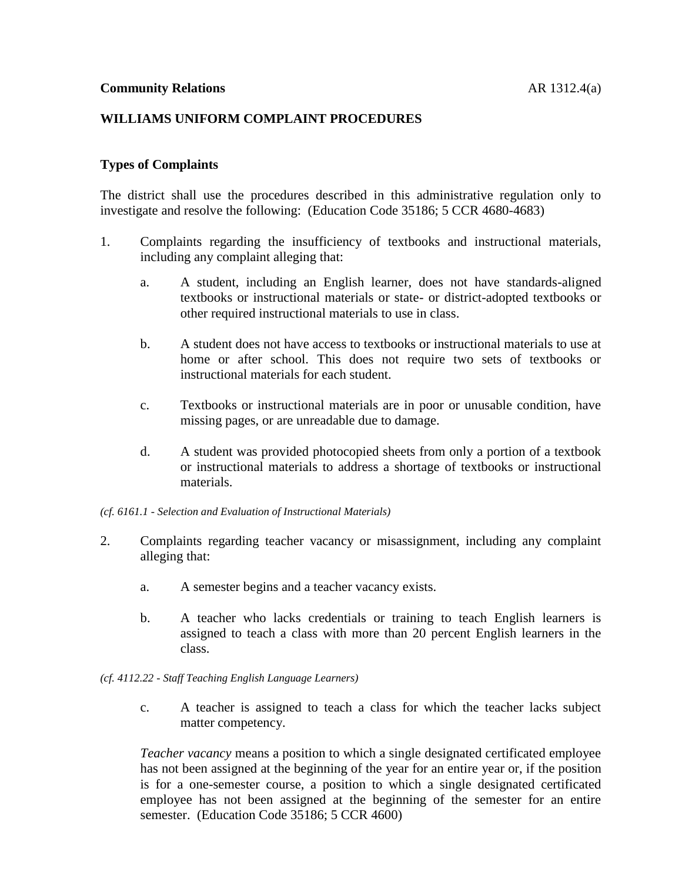**Community Relations** AR 1312.4(a)

## WILLIAMS UNIFORM COMPLAINT PROCEDURES

### Types of Complaints

The district shall use the procedures described in this administrative regulation only to investigate and resolve the following: (Education Code 35186; 5 CCR 4680-4683)

1. Complaints regarding the insufficiency of textbooks and instructional materials, including any complaint alleging that:

   a. A student, including an English learner, does not have standards-aligned textbooks or instructional materials or state- or district-adopted textbooks or other required instructional materials to use in class.

   b. A student does not have access to textbooks or instructional materials to use at home or after school. This does not require two sets of textbooks or instructional materials for each student.

   c. Textbooks or instructional materials are in poor or unusable condition, have missing pages, or are unreadable due to damage.

   d. A student was provided photocopied sheets from only a portion of a textbook or instructional materials to address a shortage of textbooks or instructional materials.

*(cf. 6161.1 - Selection and Evaluation of Instructional Materials)*

2. Complaints regarding teacher vacancy or misassignment, including any complaint alleging that:

   a. A semester begins and a teacher vacancy exists.

   b. A teacher who lacks credentials or training to teach English learners is assigned to teach a class with more than 20 percent English learners in the class.

*(cf. 4112.22 - Staff Teaching English Language Learners)*

   c. A teacher is assigned to teach a class for which the teacher lacks subject matter competency.

   *Teacher vacancy* means a position to which a single designated certificated employee has not been assigned at the beginning of the year for an entire year or, if the position is for a one-semester course, a position to which a single designated certificated employee has not been assigned at the beginning of the semester for an entire semester. (Education Code 35186; 5 CCR 4600)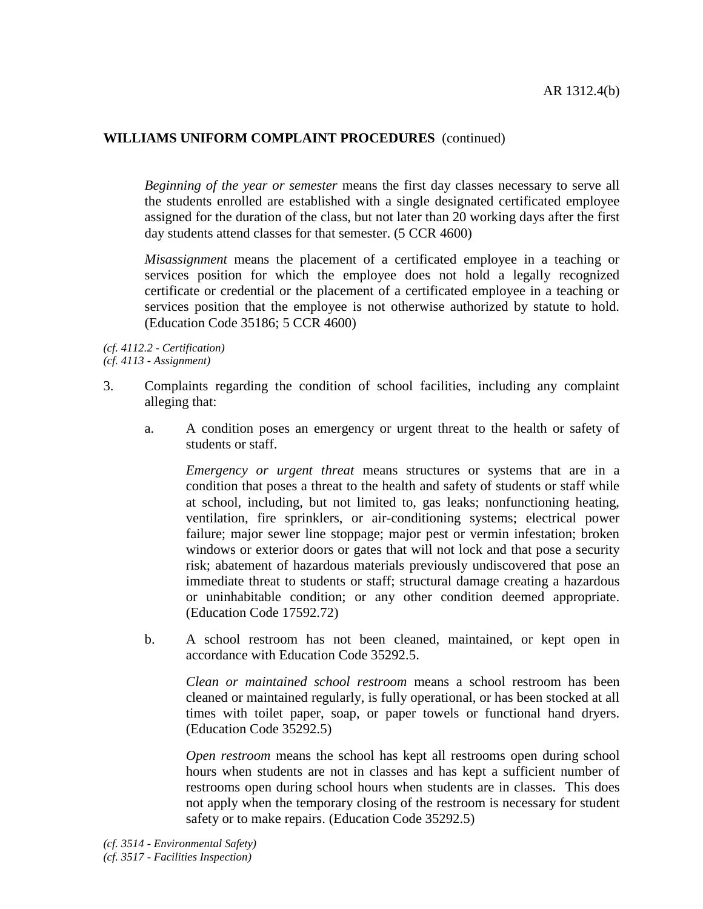**WILLIAMS UNIFORM COMPLAINT PROCEDURES** (continued)

*Beginning of the year or semester* means the first day classes necessary to serve all the students enrolled are established with a single designated certificated employee assigned for the duration of the class, but not later than 20 working days after the first day students attend classes for that semester. (5 CCR 4600)

*Misassignment* means the placement of a certificated employee in a teaching or services position for which the employee does not hold a legally recognized certificate or credential or the placement of a certificated employee in a teaching or services position that the employee is not otherwise authorized by statute to hold. (Education Code 35186; 5 CCR 4600)

*(cf. 4112.2 - Certification)*
*(cf. 4113 - Assignment)*

3. Complaints regarding the condition of school facilities, including any complaint alleging that:

   a. A condition poses an emergency or urgent threat to the health or safety of students or staff.

      *Emergency or urgent threat* means structures or systems that are in a condition that poses a threat to the health and safety of students or staff while at school, including, but not limited to, gas leaks; nonfunctioning heating, ventilation, fire sprinklers, or air-conditioning systems; electrical power failure; major sewer line stoppage; major pest or vermin infestation; broken windows or exterior doors or gates that will not lock and that pose a security risk; abatement of hazardous materials previously undiscovered that pose an immediate threat to students or staff; structural damage creating a hazardous or uninhabitable condition; or any other condition deemed appropriate. (Education Code 17592.72)

   b. A school restroom has not been cleaned, maintained, or kept open in accordance with Education Code 35292.5.

      *Clean or maintained school restroom* means a school restroom has been cleaned or maintained regularly, is fully operational, or has been stocked at all times with toilet paper, soap, or paper towels or functional hand dryers. (Education Code 35292.5)

      *Open restroom* means the school has kept all restrooms open during school hours when students are not in classes and has kept a sufficient number of restrooms open during school hours when students are in classes. This does not apply when the temporary closing of the restroom is necessary for student safety or to make repairs. (Education Code 35292.5)

*(cf. 3514 - Environmental Safety)*
*(cf. 3517 - Facilities Inspection)*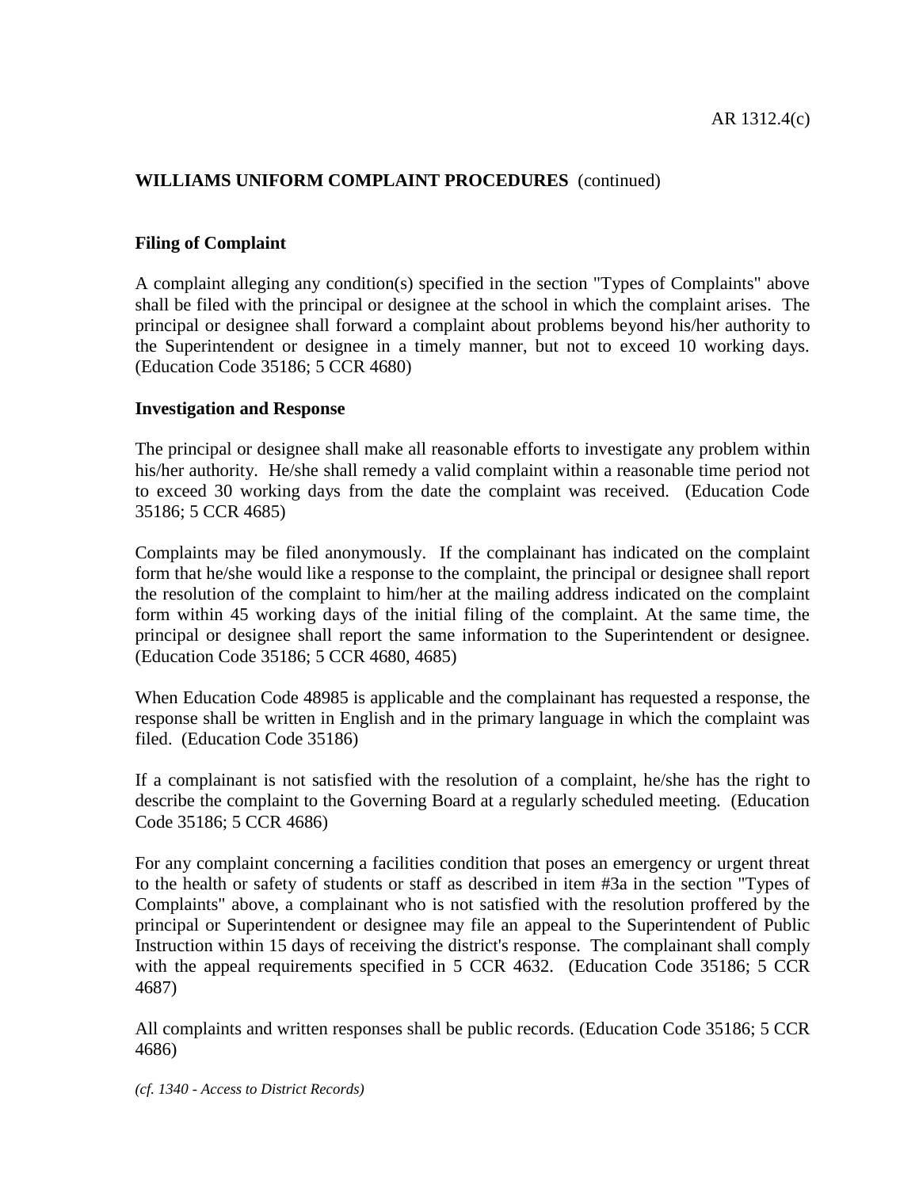**WILLIAMS UNIFORM COMPLAINT PROCEDURES** (continued)

**Filing of Complaint**

A complaint alleging any condition(s) specified in the section "Types of Complaints" above shall be filed with the principal or designee at the school in which the complaint arises. The principal or designee shall forward a complaint about problems beyond his/her authority to the Superintendent or designee in a timely manner, but not to exceed 10 working days. (Education Code 35186; 5 CCR 4680)

**Investigation and Response**

The principal or designee shall make all reasonable efforts to investigate any problem within his/her authority. He/she shall remedy a valid complaint within a reasonable time period not to exceed 30 working days from the date the complaint was received. (Education Code 35186; 5 CCR 4685)

Complaints may be filed anonymously. If the complainant has indicated on the complaint form that he/she would like a response to the complaint, the principal or designee shall report the resolution of the complaint to him/her at the mailing address indicated on the complaint form within 45 working days of the initial filing of the complaint. At the same time, the principal or designee shall report the same information to the Superintendent or designee. (Education Code 35186; 5 CCR 4680, 4685)

When Education Code 48985 is applicable and the complainant has requested a response, the response shall be written in English and in the primary language in which the complaint was filed. (Education Code 35186)

If a complainant is not satisfied with the resolution of a complaint, he/she has the right to describe the complaint to the Governing Board at a regularly scheduled meeting. (Education Code 35186; 5 CCR 4686)

For any complaint concerning a facilities condition that poses an emergency or urgent threat to the health or safety of students or staff as described in item #3a in the section "Types of Complaints" above, a complainant who is not satisfied with the resolution proffered by the principal or Superintendent or designee may file an appeal to the Superintendent of Public Instruction within 15 days of receiving the district's response. The complainant shall comply with the appeal requirements specified in 5 CCR 4632. (Education Code 35186; 5 CCR 4687)

All complaints and written responses shall be public records. (Education Code 35186; 5 CCR 4686)

*(cf. 1340 - Access to District Records)*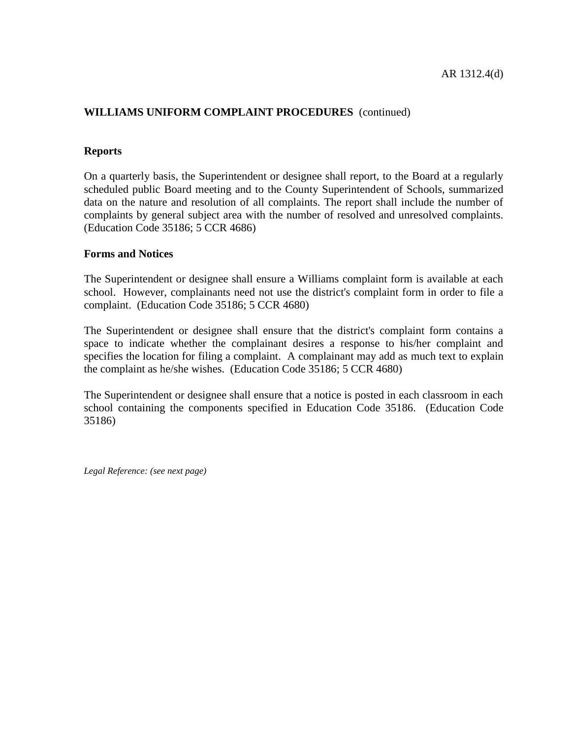## WILLIAMS UNIFORM COMPLAINT PROCEDURES (continued)

### Reports

On a quarterly basis, the Superintendent or designee shall report, to the Board at a regularly scheduled public Board meeting and to the County Superintendent of Schools, summarized data on the nature and resolution of all complaints. The report shall include the number of complaints by general subject area with the number of resolved and unresolved complaints. (Education Code 35186; 5 CCR 4686)

### Forms and Notices

The Superintendent or designee shall ensure a Williams complaint form is available at each school. However, complainants need not use the district's complaint form in order to file a complaint. (Education Code 35186; 5 CCR 4680)

The Superintendent or designee shall ensure that the district's complaint form contains a space to indicate whether the complainant desires a response to his/her complaint and specifies the location for filing a complaint. A complainant may add as much text to explain the complaint as he/she wishes. (Education Code 35186; 5 CCR 4680)

The Superintendent or designee shall ensure that a notice is posted in each classroom in each school containing the components specified in Education Code 35186. (Education Code 35186)

*Legal Reference: (see next page)*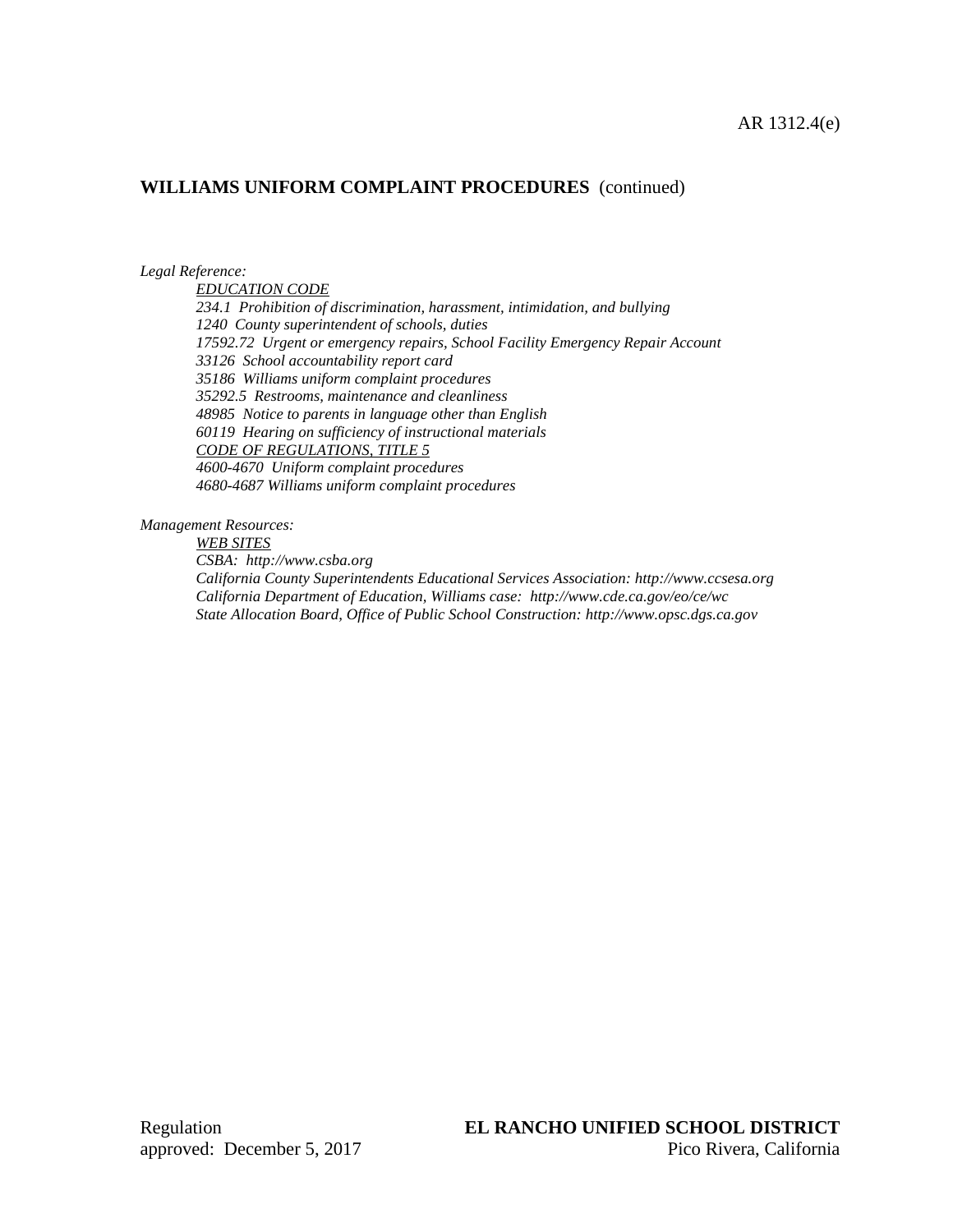**WILLIAMS UNIFORM COMPLAINT PROCEDURES** (continued)

*Legal Reference:*

*EDUCATION CODE*
*234.1 Prohibition of discrimination, harassment, intimidation, and bullying*
*1240 County superintendent of schools, duties*
*17592.72 Urgent or emergency repairs, School Facility Emergency Repair Account*
*33126 School accountability report card*
*35186 Williams uniform complaint procedures*
*35292.5 Restrooms, maintenance and cleanliness*
*48985 Notice to parents in language other than English*
*60119 Hearing on sufficiency of instructional materials*
*CODE OF REGULATIONS, TITLE 5*
*4600-4670 Uniform complaint procedures*
*4680-4687 Williams uniform complaint procedures*

*Management Resources:*

*WEB SITES*
*CSBA: http://www.csba.org*
*California County Superintendents Educational Services Association: http://www.ccsesa.org*
*California Department of Education, Williams case: http://www.cde.ca.gov/eo/ce/wc*
*State Allocation Board, Office of Public School Construction: http://www.opsc.dgs.ca.gov*

Regulation
approved: December 5, 2017

**EL RANCHO UNIFIED SCHOOL DISTRICT**
Pico Rivera, California